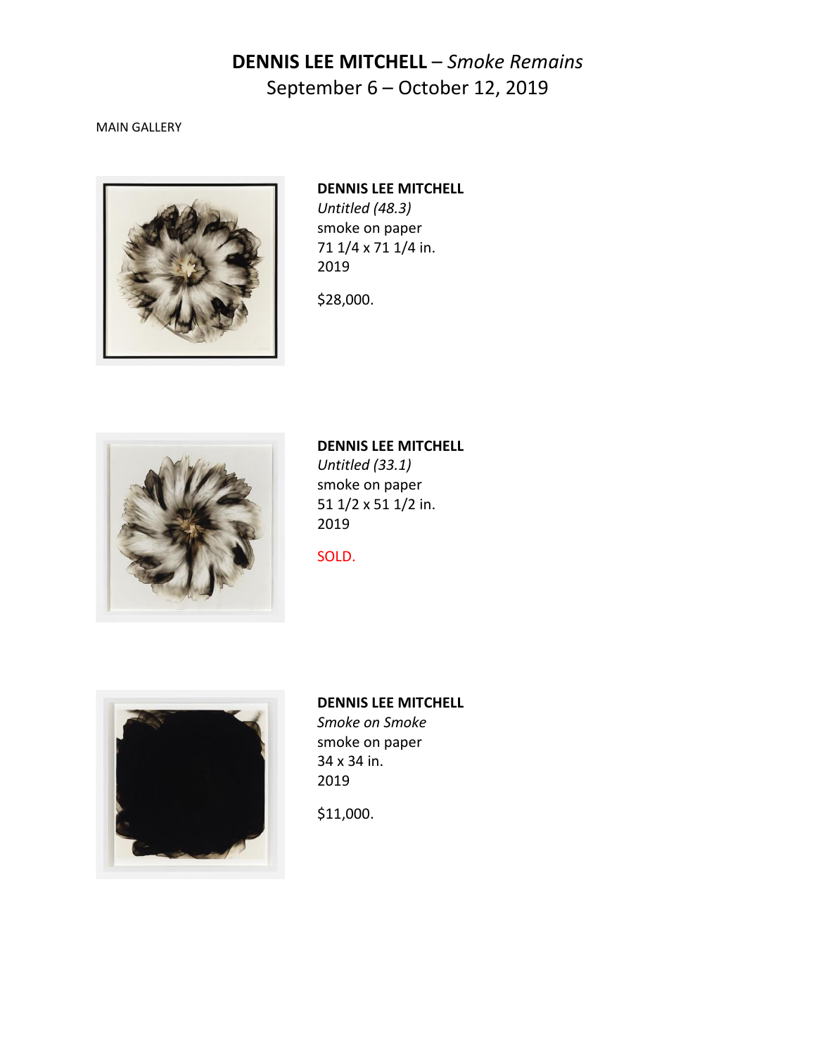# **DENNIS LEE MITCHELL** – *Smoke Remains*

September 6 – October 12, 2019

MAIN GALLERY

**DENNIS LEE MITCHELL**
*Untitled (48.3)*
smoke on paper
71 1/4 x 71 1/4 in.
2019

$28,000.

**DENNIS LEE MITCHELL**
*Untitled (33.1)*
smoke on paper
51 1/2 x 51 1/2 in.
2019

SOLD.

**DENNIS LEE MITCHELL**
*Smoke on Smoke*
smoke on paper
34 x 34 in.
2019

$11,000.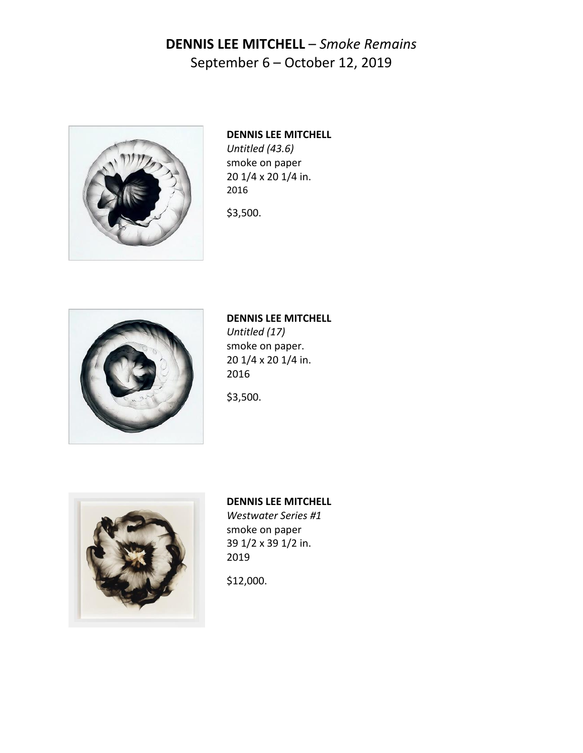# **DENNIS LEE MITCHELL** – *Smoke Remains*

September 6 – October 12, 2019

**DENNIS LEE MITCHELL**
*Untitled (43.6)*
smoke on paper
20 1/4 x 20 1/4 in.
2016

$3,500.

**DENNIS LEE MITCHELL**
*Untitled (17)*
smoke on paper.
20 1/4 x 20 1/4 in.
2016

$3,500.

**DENNIS LEE MITCHELL**
*Westwater Series #1*
smoke on paper
39 1/2 x 39 1/2 in.
2019

$12,000.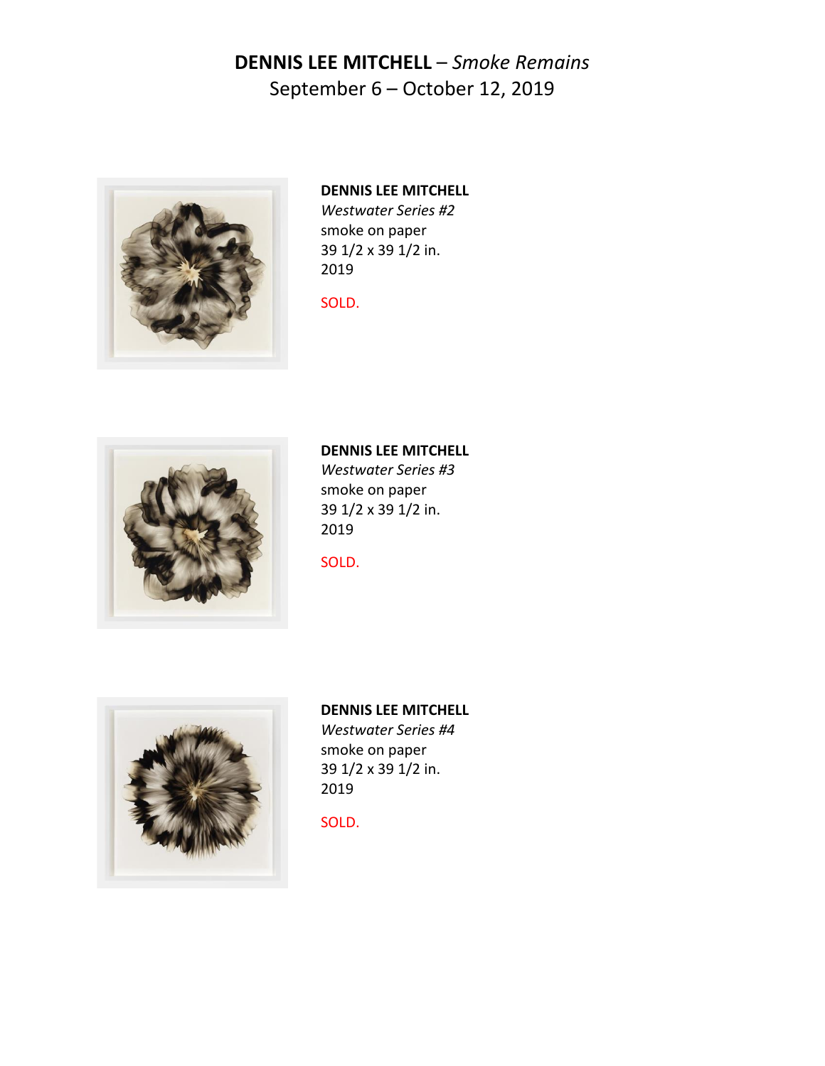**DENNIS LEE MITCHELL** – *Smoke Remains*
September 6 – October 12, 2019

**DENNIS LEE MITCHELL**
*Westwater Series #2*
smoke on paper
39 1/2 x 39 1/2 in.
2019

SOLD.

**DENNIS LEE MITCHELL**
*Westwater Series #3*
smoke on paper
39 1/2 x 39 1/2 in.
2019

SOLD.

**DENNIS LEE MITCHELL**
*Westwater Series #4*
smoke on paper
39 1/2 x 39 1/2 in.
2019

SOLD.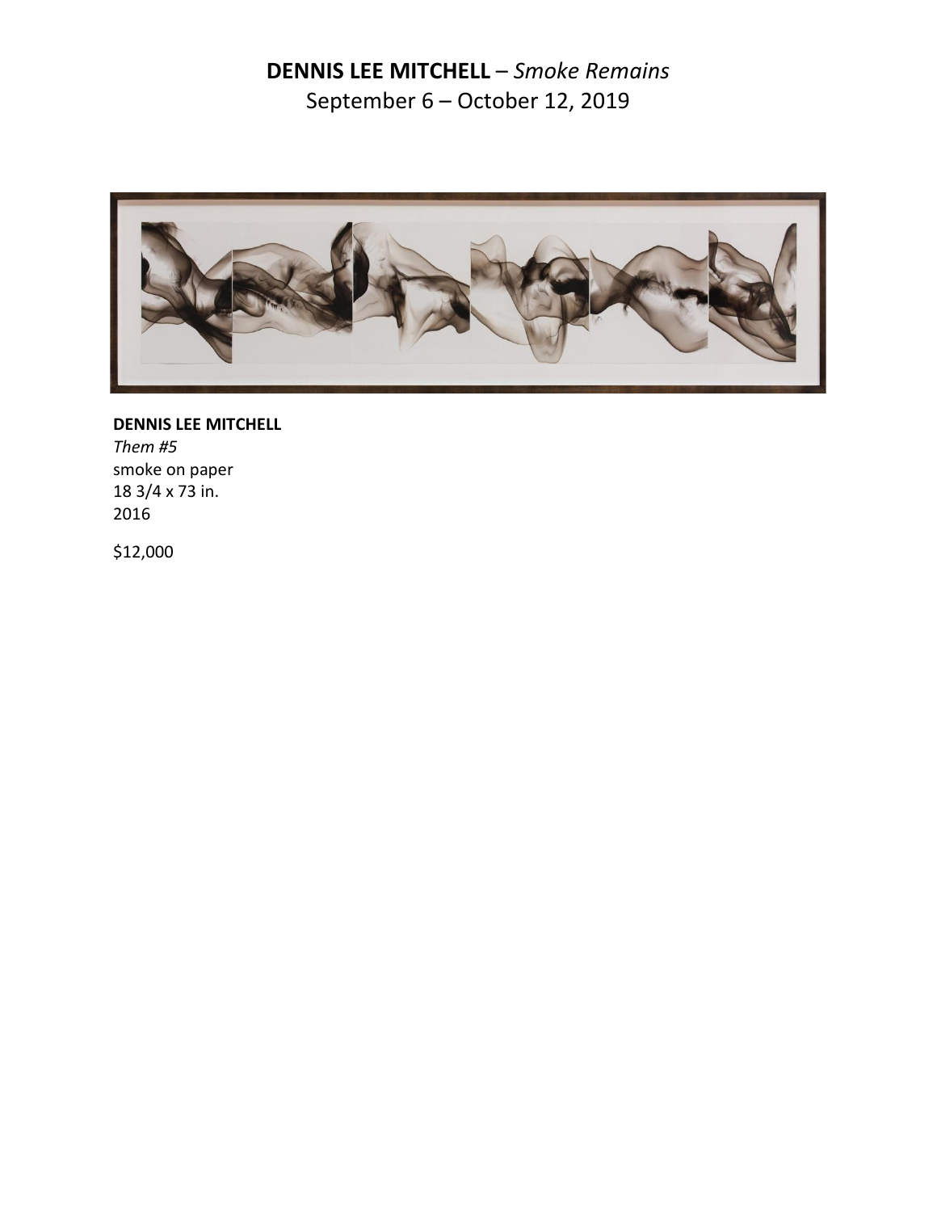**DENNIS LEE MITCHELL** – *Smoke Remains*
September 6 – October 12, 2019

**DENNIS LEE MITCHELL**
*Them #5*
smoke on paper
18 3/4 x 73 in.
2016

$12,000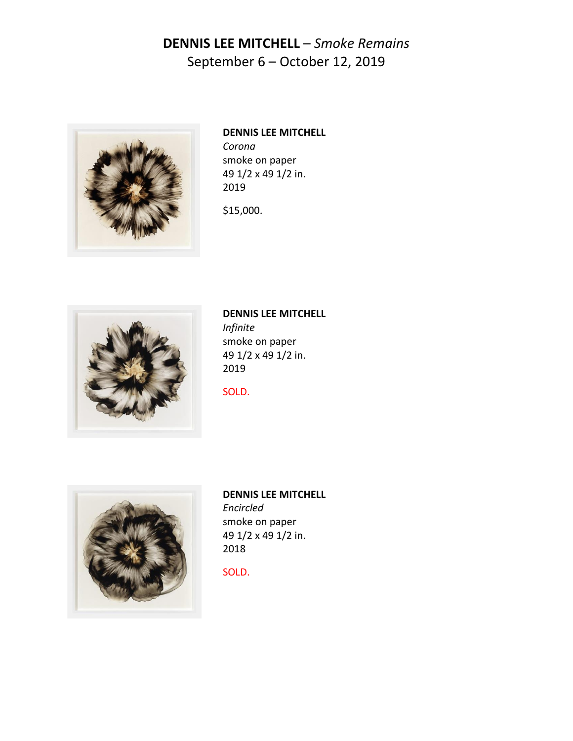**DENNIS LEE MITCHELL** – *Smoke Remains*
September 6 – October 12, 2019

**DENNIS LEE MITCHELL**
*Corona*
smoke on paper
49 1/2 x 49 1/2 in.
2019

$15,000.

**DENNIS LEE MITCHELL**
*Infinite*
smoke on paper
49 1/2 x 49 1/2 in.
2019

SOLD.

**DENNIS LEE MITCHELL**
*Encircled*
smoke on paper
49 1/2 x 49 1/2 in.
2018

SOLD.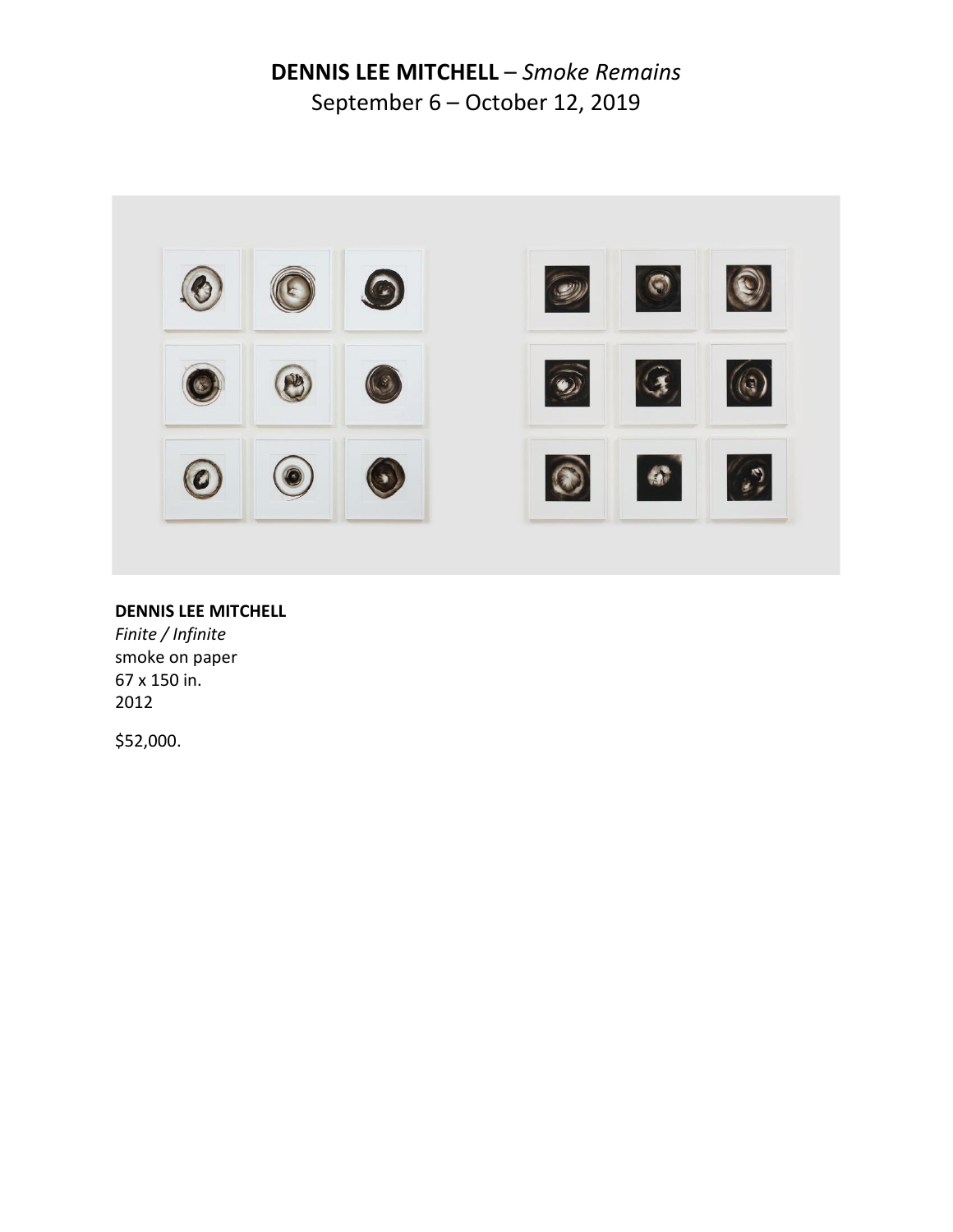**DENNIS LEE MITCHELL** – *Smoke Remains*

September 6 – October 12, 2019

**DENNIS LEE MITCHELL**

*Finite / Infinite*

smoke on paper

67 x 150 in.

2012

$52,000.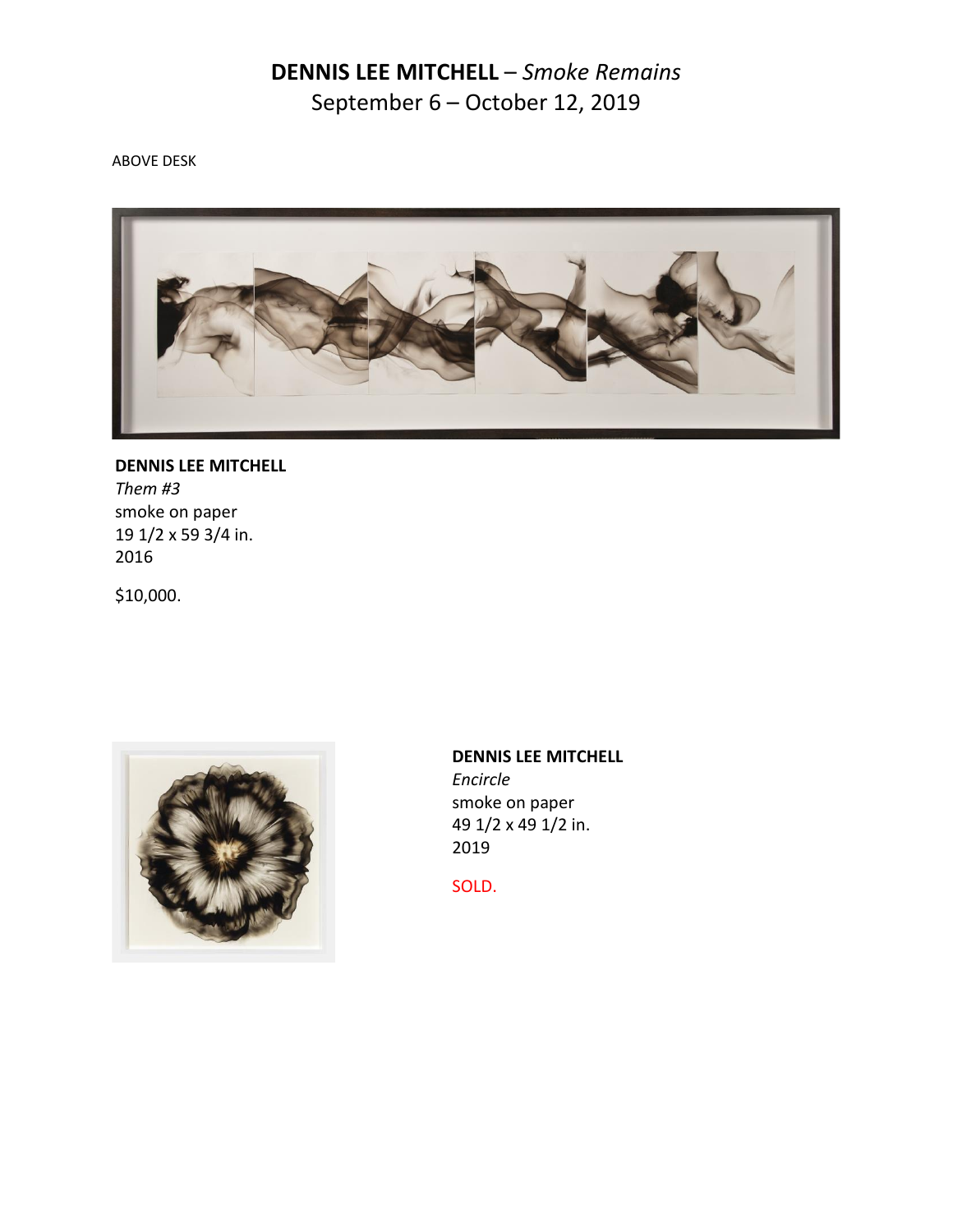# **DENNIS LEE MITCHELL** – *Smoke Remains*

September 6 – October 12, 2019

ABOVE DESK

**DENNIS LEE MITCHELL**
*Them #3*
smoke on paper
19 1/2 x 59 3/4 in.
2016

$10,000.

**DENNIS LEE MITCHELL**
*Encircle*
smoke on paper
49 1/2 x 49 1/2 in.
2019

SOLD.